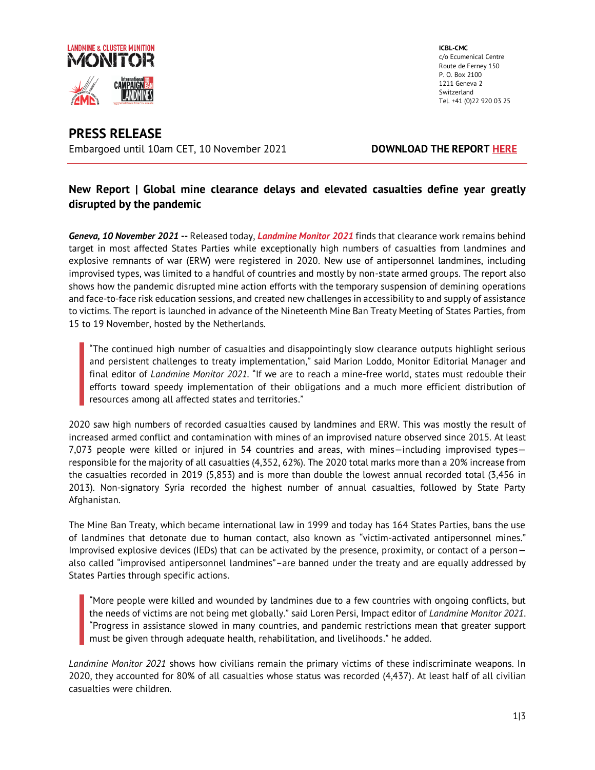ICBL-CMC
c/o Ecumenical Centre
Route de Ferney 150
P. O. Box 2100
1211 Geneva 2
Switzerland
Tel. +41 (0)22 920 03 25

# PRESS RELEASE

Embargoed until 10am CET, 10 November 2021

**DOWNLOAD THE REPORT HERE**

## New Report | Global mine clearance delays and elevated casualties define year greatly disrupted by the pandemic

***Geneva, 10 November 2021* --** Released today, ***Landmine Monitor 2021*** finds that clearance work remains behind target in most affected States Parties while exceptionally high numbers of casualties from landmines and explosive remnants of war (ERW) were registered in 2020. New use of antipersonnel landmines, including improvised types, was limited to a handful of countries and mostly by non-state armed groups. The report also shows how the pandemic disrupted mine action efforts with the temporary suspension of demining operations and face-to-face risk education sessions, and created new challenges in accessibility to and supply of assistance to victims. The report is launched in advance of the Nineteenth Mine Ban Treaty Meeting of States Parties, from 15 to 19 November, hosted by the Netherlands.

> "The continued high number of casualties and disappointingly slow clearance outputs highlight serious and persistent challenges to treaty implementation," said Marion Loddo, Monitor Editorial Manager and final editor of *Landmine Monitor 2021*. "If we are to reach a mine-free world, states must redouble their efforts toward speedy implementation of their obligations and a much more efficient distribution of resources among all affected states and territories."

2020 saw high numbers of recorded casualties caused by landmines and ERW. This was mostly the result of increased armed conflict and contamination with mines of an improvised nature observed since 2015. At least 7,073 people were killed or injured in 54 countries and areas, with mines—including improvised types—responsible for the majority of all casualties (4,352, 62%). The 2020 total marks more than a 20% increase from the casualties recorded in 2019 (5,853) and is more than double the lowest annual recorded total (3,456 in 2013). Non-signatory Syria recorded the highest number of annual casualties, followed by State Party Afghanistan.

The Mine Ban Treaty, which became international law in 1999 and today has 164 States Parties, bans the use of landmines that detonate due to human contact, also known as "victim-activated antipersonnel mines." Improvised explosive devices (IEDs) that can be activated by the presence, proximity, or contact of a person—also called "improvised antipersonnel landmines"–are banned under the treaty and are equally addressed by States Parties through specific actions.

> "More people were killed and wounded by landmines due to a few countries with ongoing conflicts, but the needs of victims are not being met globally." said Loren Persi, Impact editor of *Landmine Monitor 2021*. "Progress in assistance slowed in many countries, and pandemic restrictions mean that greater support must be given through adequate health, rehabilitation, and livelihoods." he added.

*Landmine Monitor 2021* shows how civilians remain the primary victims of these indiscriminate weapons. In 2020, they accounted for 80% of all casualties whose status was recorded (4,437). At least half of all civilian casualties were children.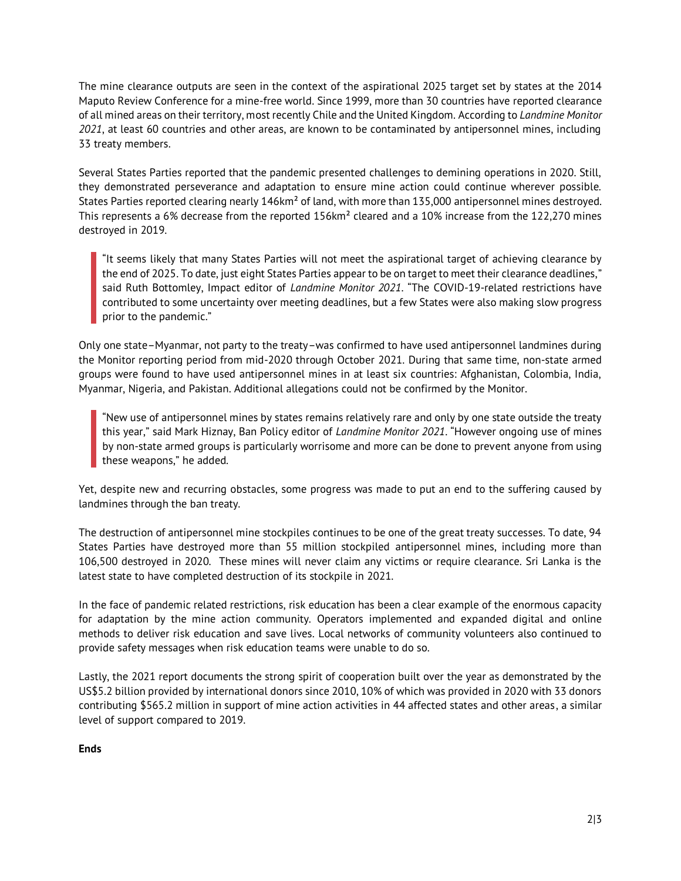The mine clearance outputs are seen in the context of the aspirational 2025 target set by states at the 2014 Maputo Review Conference for a mine-free world. Since 1999, more than 30 countries have reported clearance of all mined areas on their territory, most recently Chile and the United Kingdom. According to *Landmine Monitor 2021*, at least 60 countries and other areas, are known to be contaminated by antipersonnel mines, including 33 treaty members.

Several States Parties reported that the pandemic presented challenges to demining operations in 2020. Still, they demonstrated perseverance and adaptation to ensure mine action could continue wherever possible. States Parties reported clearing nearly 146km² of land, with more than 135,000 antipersonnel mines destroyed. This represents a 6% decrease from the reported 156km² cleared and a 10% increase from the 122,270 mines destroyed in 2019.

> "It seems likely that many States Parties will not meet the aspirational target of achieving clearance by the end of 2025. To date, just eight States Parties appear to be on target to meet their clearance deadlines," said Ruth Bottomley, Impact editor of *Landmine Monitor 2021*. "The COVID-19-related restrictions have contributed to some uncertainty over meeting deadlines, but a few States were also making slow progress prior to the pandemic."

Only one state–Myanmar, not party to the treaty–was confirmed to have used antipersonnel landmines during the Monitor reporting period from mid-2020 through October 2021. During that same time, non-state armed groups were found to have used antipersonnel mines in at least six countries: Afghanistan, Colombia, India, Myanmar, Nigeria, and Pakistan. Additional allegations could not be confirmed by the Monitor.

> "New use of antipersonnel mines by states remains relatively rare and only by one state outside the treaty this year," said Mark Hiznay, Ban Policy editor of *Landmine Monitor 2021*. "However ongoing use of mines by non-state armed groups is particularly worrisome and more can be done to prevent anyone from using these weapons," he added.

Yet, despite new and recurring obstacles, some progress was made to put an end to the suffering caused by landmines through the ban treaty.

The destruction of antipersonnel mine stockpiles continues to be one of the great treaty successes. To date, 94 States Parties have destroyed more than 55 million stockpiled antipersonnel mines, including more than 106,500 destroyed in 2020. These mines will never claim any victims or require clearance. Sri Lanka is the latest state to have completed destruction of its stockpile in 2021.

In the face of pandemic related restrictions, risk education has been a clear example of the enormous capacity for adaptation by the mine action community. Operators implemented and expanded digital and online methods to deliver risk education and save lives. Local networks of community volunteers also continued to provide safety messages when risk education teams were unable to do so.

Lastly, the 2021 report documents the strong spirit of cooperation built over the year as demonstrated by the US$5.2 billion provided by international donors since 2010, 10% of which was provided in 2020 with 33 donors contributing $565.2 million in support of mine action activities in 44 affected states and other areas, a similar level of support compared to 2019.

**Ends**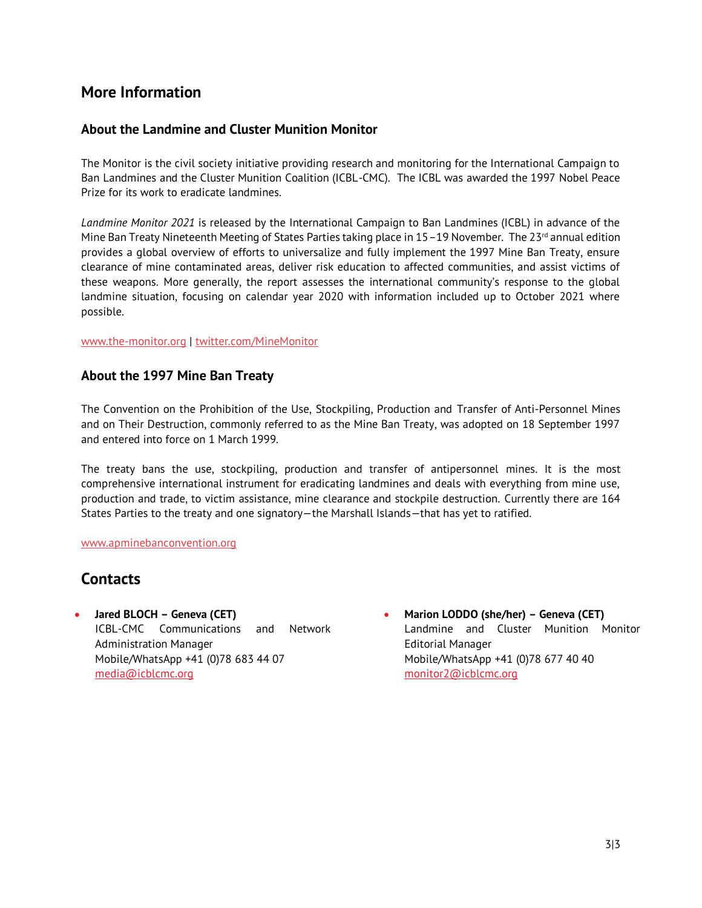## More Information

### About the Landmine and Cluster Munition Monitor

The Monitor is the civil society initiative providing research and monitoring for the International Campaign to Ban Landmines and the Cluster Munition Coalition (ICBL-CMC). The ICBL was awarded the 1997 Nobel Peace Prize for its work to eradicate landmines.

*Landmine Monitor 2021* is released by the International Campaign to Ban Landmines (ICBL) in advance of the Mine Ban Treaty Nineteenth Meeting of States Parties taking place in 15–19 November. The 23rd annual edition provides a global overview of efforts to universalize and fully implement the 1997 Mine Ban Treaty, ensure clearance of mine contaminated areas, deliver risk education to affected communities, and assist victims of these weapons. More generally, the report assesses the international community's response to the global landmine situation, focusing on calendar year 2020 with information included up to October 2021 where possible.

www.the-monitor.org | twitter.com/MineMonitor

### About the 1997 Mine Ban Treaty

The Convention on the Prohibition of the Use, Stockpiling, Production and Transfer of Anti-Personnel Mines and on Their Destruction, commonly referred to as the Mine Ban Treaty, was adopted on 18 September 1997 and entered into force on 1 March 1999.

The treaty bans the use, stockpiling, production and transfer of antipersonnel mines. It is the most comprehensive international instrument for eradicating landmines and deals with everything from mine use, production and trade, to victim assistance, mine clearance and stockpile destruction. Currently there are 164 States Parties to the treaty and one signatory—the Marshall Islands—that has yet to ratified.

www.apminebanconvention.org

## Contacts

- **Jared BLOCH – Geneva (CET)**
  ICBL-CMC Communications and Network Administration Manager
  Mobile/WhatsApp +41 (0)78 683 44 07
  media@icblcmc.org

- **Marion LODDO (she/her) – Geneva (CET)**
  Landmine and Cluster Munition Monitor Editorial Manager
  Mobile/WhatsApp +41 (0)78 677 40 40
  monitor2@icblcmc.org